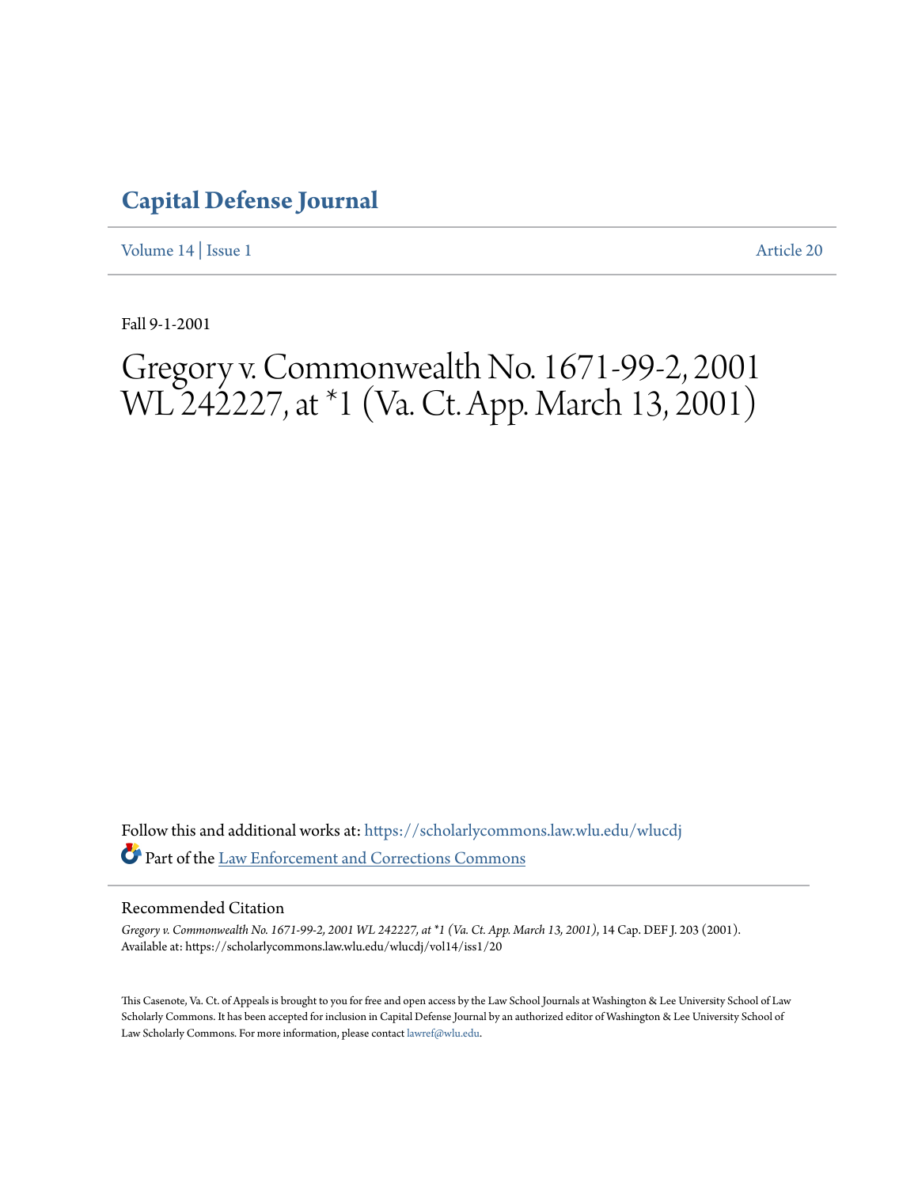# Capital Defense Journal

Volume 14 | Issue 1 Article 20

Fall 9-1-2001

# Gregory v. Commonwealth No. 1671-99-2, 2001 WL 242227, at *1 (Va. Ct. App. March 13, 2001)

Follow this and additional works at: https://scholarlycommons.law.wlu.edu/wlucdj

Part of the Law Enforcement and Corrections Commons

## Recommended Citation

*Gregory v. Commonwealth No. 1671-99-2, 2001 WL 242227, at *1 (Va. Ct. App. March 13, 2001)*, 14 Cap. DEF J. 203 (2001).
Available at: https://scholarlycommons.law.wlu.edu/wlucdj/vol14/iss1/20

This Casenote, Va. Ct. of Appeals is brought to you for free and open access by the Law School Journals at Washington & Lee University School of Law Scholarly Commons. It has been accepted for inclusion in Capital Defense Journal by an authorized editor of Washington & Lee University School of Law Scholarly Commons. For more information, please contact lawref@wlu.edu.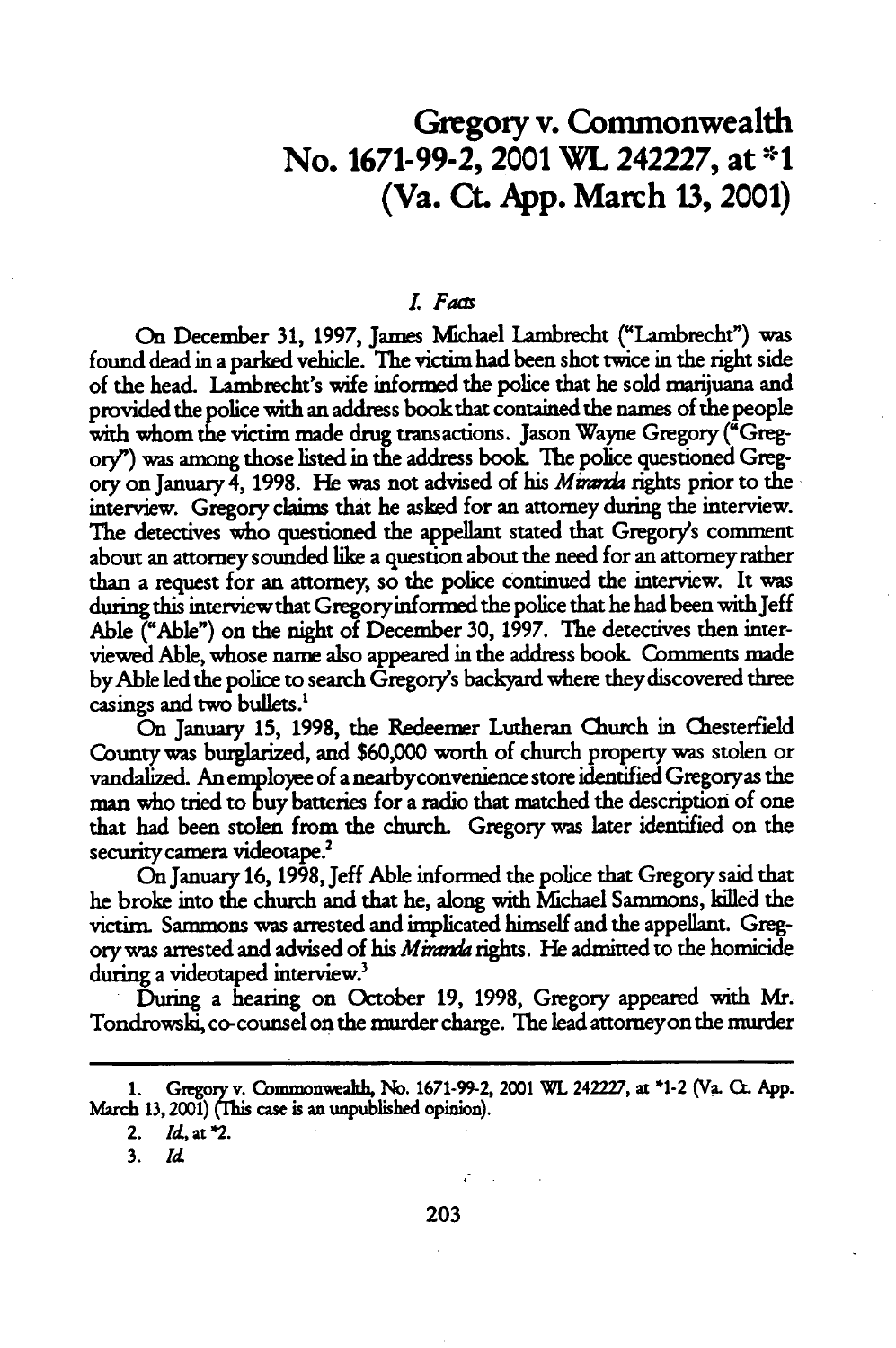# Gregory v. Commonwealth
# No. 1671-99-2, 2001 WL 242227, at *1 (Va. Ct. App. March 13, 2001)

## *I. Facts*

On December 31, 1997, James Michael Lambrecht ("Lambrecht") was found dead in a parked vehicle. The victim had been shot twice in the right side of the head. Lambrecht's wife informed the police that he sold marijuana and provided the police with an address book that contained the names of the people with whom the victim made drug transactions. Jason Wayne Gregory ("Gregory") was among those listed in the address book. The police questioned Gregory on January 4, 1998. He was not advised of his *Miranda* rights prior to the interview. Gregory claims that he asked for an attorney during the interview. The detectives who questioned the appellant stated that Gregory's comment about an attorney sounded like a question about the need for an attorney rather than a request for an attorney, so the police continued the interview. It was during this interview that Gregory informed the police that he had been with Jeff Able ("Able") on the night of December 30, 1997. The detectives then interviewed Able, whose name also appeared in the address book. Comments made by Able led the police to search Gregory's backyard where they discovered three casings and two bullets.[1]

On January 15, 1998, the Redeemer Lutheran Church in Chesterfield County was burglarized, and $60,000 worth of church property was stolen or vandalized. An employee of a nearby convenience store identified Gregory as the man who tried to buy batteries for a radio that matched the description of one that had been stolen from the church. Gregory was later identified on the security camera videotape.[2]

On January 16, 1998, Jeff Able informed the police that Gregory said that he broke into the church and that he, along with Michael Sammons, killed the victim. Sammons was arrested and implicated himself and the appellant. Gregory was arrested and advised of his *Miranda* rights. He admitted to the homicide during a videotaped interview.[3]

During a hearing on October 19, 1998, Gregory appeared with Mr. Tondrowski, co-counsel on the murder charge. The lead attorney on the murder

---

1. Gregory v. Commonwealth, No. 1671-99-2, 2001 WL 242227, at *1-2 (Va. Ct. App. March 13, 2001) (This case is an unpublished opinion).

2. *Id.* at *2.

3. *Id.*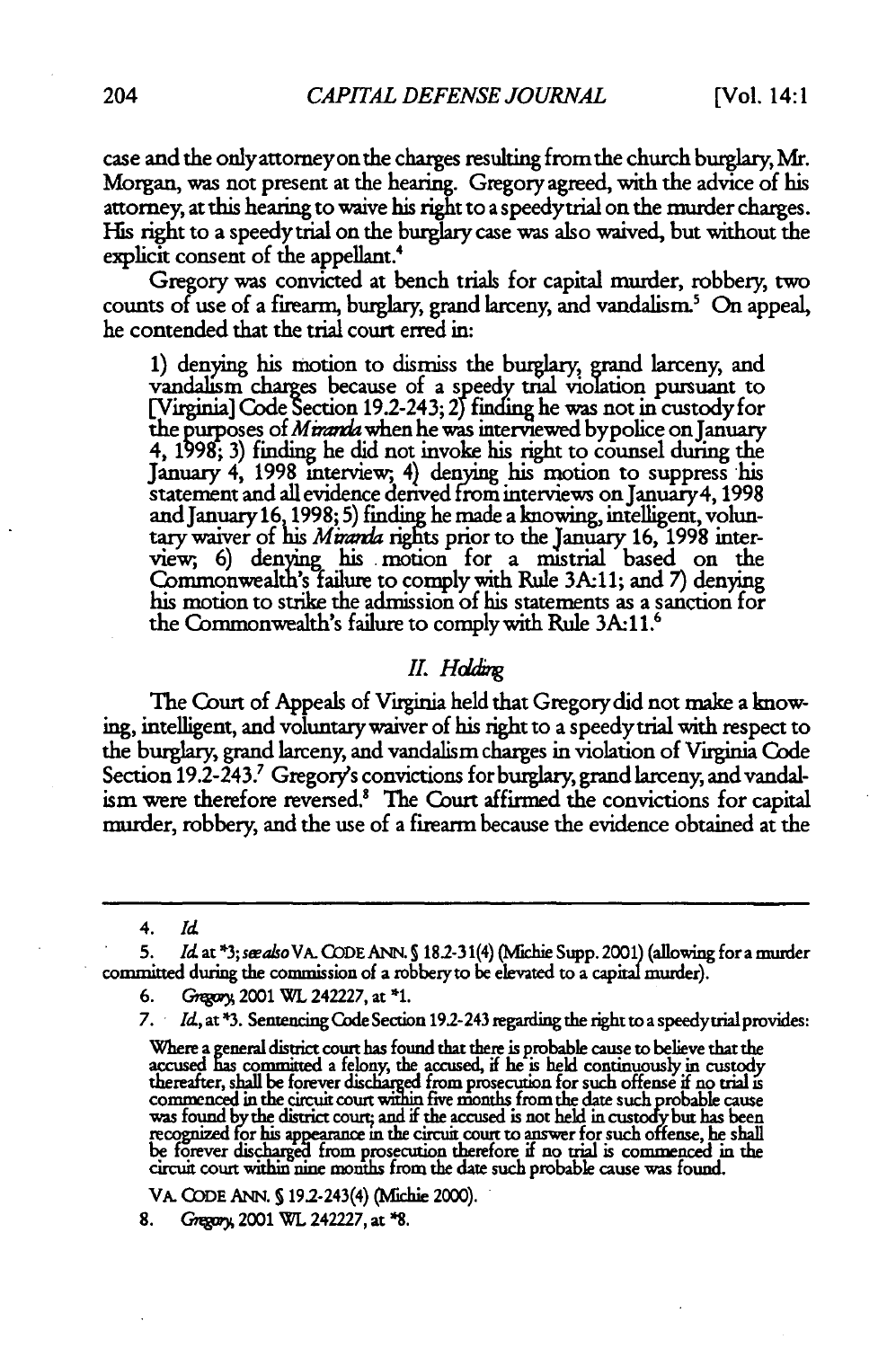case and the only attorney on the charges resulting from the church burglary, Mr. Morgan, was not present at the hearing. Gregory agreed, with the advice of his attorney, at this hearing to waive his right to a speedy trial on the murder charges. His right to a speedy trial on the burglary case was also waived, but without the explicit consent of the appellant.[4]

Gregory was convicted at bench trials for capital murder, robbery, two counts of use of a firearm, burglary, grand larceny, and vandalism.[5] On appeal, he contended that the trial court erred in:

> 1) denying his motion to dismiss the burglary, grand larceny, and vandalism charges because of a speedy trial violation pursuant to [Virginia] Code Section 19.2-243; 2) finding he was not in custody for the purposes of *Miranda* when he was interviewed by police on January 4, 1998; 3) finding he did not invoke his right to counsel during the January 4, 1998 interview; 4) denying his motion to suppress his statement and all evidence derived from interviews on January 4, 1998 and January 16, 1998; 5) finding he made a knowing, intelligent, voluntary waiver of his *Miranda* rights prior to the January 16, 1998 interview; 6) denying his motion for a mistrial based on the Commonwealth's failure to comply with Rule 3A:11; and 7) denying his motion to strike the admission of his statements as a sanction for the Commonwealth's failure to comply with Rule 3A:11.[6]

## *II. Holding*

The Court of Appeals of Virginia held that Gregory did not make a knowing, intelligent, and voluntary waiver of his right to a speedy trial with respect to the burglary, grand larceny, and vandalism charges in violation of Virginia Code Section 19.2-243.[7] Gregory's convictions for burglary, grand larceny, and vandalism were therefore reversed.[8] The Court affirmed the convictions for capital murder, robbery, and the use of a firearm because the evidence obtained at the

---

4. *Id.*

5. *Id.* at *3; *see also* VA. CODE ANN. § 18.2-31(4) (Michie Supp. 2001) (allowing for a murder committed during the commission of a robbery to be elevated to a capital murder).

6. *Gregory*, 2001 WL 242227, at *1.

7. *Id.*, at *3. Sentencing Code Section 19.2-243 regarding the right to a speedy trial provides:

> Where a general district court has found that there is probable cause to believe that the accused has committed a felony, the accused, if he is held continuously in custody thereafter, shall be forever discharged from prosecution for such offense if no trial is commenced in the circuit court within five months from the date such probable cause was found by the district court; and if the accused is not held in custody but has been recognized for his appearance in the circuit court to answer for such offense, he shall be forever discharged from prosecution therefore if no trial is commenced in the circuit court within nine months from the date such probable cause was found.

VA. CODE ANN. § 19.2-243(4) (Michie 2000).

8. *Gregory*, 2001 WL 242227, at *8.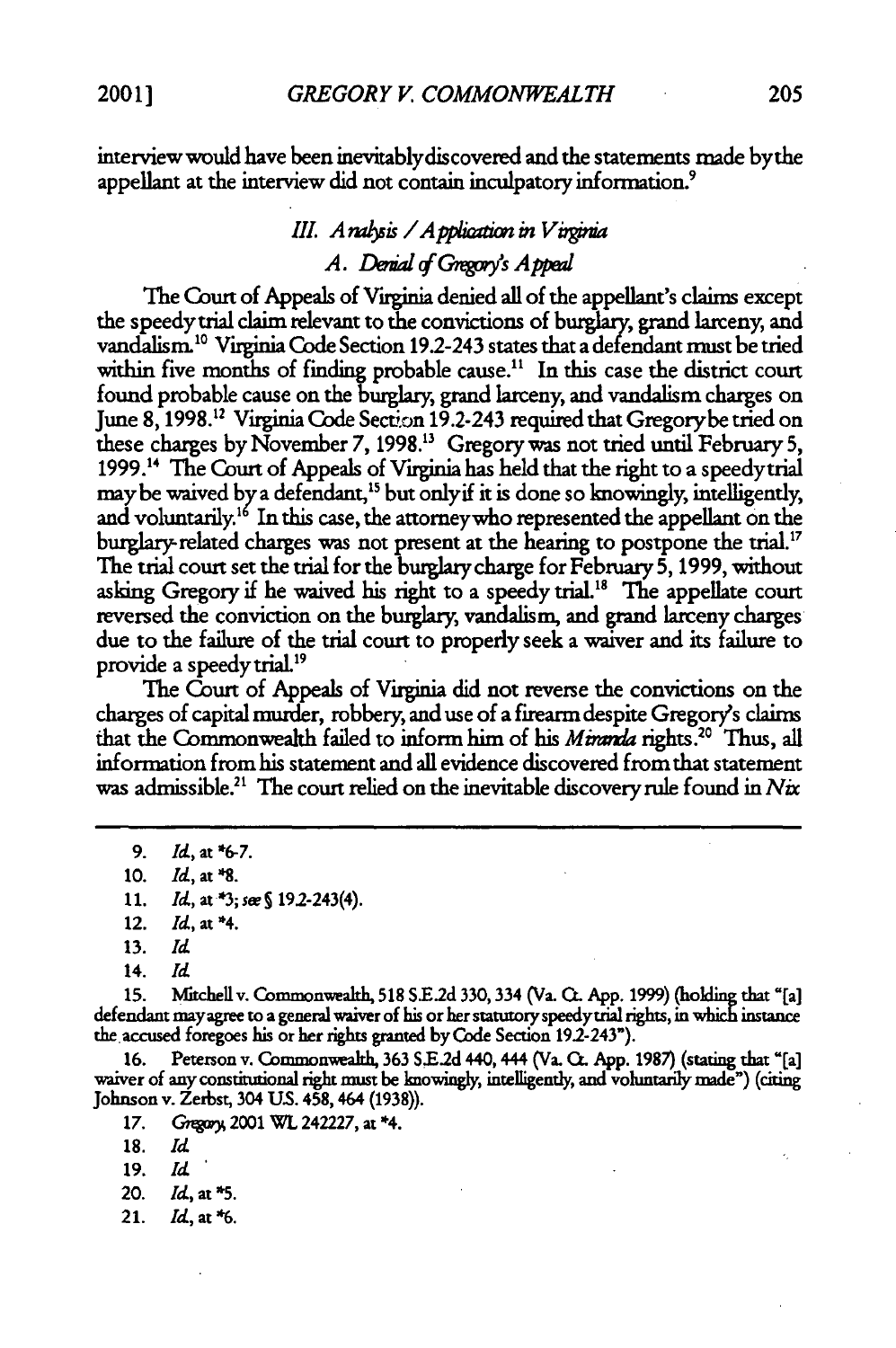interview would have been inevitably discovered and the statements made by the appellant at the interview did not contain inculpatory information.[9]

### III. *Analysis / Application in Virginia*

#### A. *Denial of Gregory's Appeal*

The Court of Appeals of Virginia denied all of the appellant's claims except the speedy trial claim relevant to the convictions of burglary, grand larceny, and vandalism.[10] Virginia Code Section 19.2-243 states that a defendant must be tried within five months of finding probable cause.[11] In this case the district court found probable cause on the burglary, grand larceny, and vandalism charges on June 8, 1998.[12] Virginia Code Section 19.2-243 required that Gregory be tried on these charges by November 7, 1998.[13] Gregory was not tried until February 5, 1999.[14] The Court of Appeals of Virginia has held that the right to a speedy trial may be waived by a defendant,[15] but only if it is done so knowingly, intelligently, and voluntarily.[16] In this case, the attorney who represented the appellant on the burglary-related charges was not present at the hearing to postpone the trial.[17] The trial court set the trial for the burglary charge for February 5, 1999, without asking Gregory if he waived his right to a speedy trial.[18] The appellate court reversed the conviction on the burglary, vandalism, and grand larceny charges due to the failure of the trial court to properly seek a waiver and its failure to provide a speedy trial.[19]

The Court of Appeals of Virginia did not reverse the convictions on the charges of capital murder, robbery, and use of a firearm despite Gregory's claims that the Commonwealth failed to inform him of his *Miranda* rights.[20] Thus, all information from his statement and all evidence discovered from that statement was admissible.[21] The court relied on the inevitable discovery rule found in *Nix*

---

9. *Id.*, at *6-7.

10. *Id.*, at *8.

11. *Id.*, at *3; *see* § 19.2-243(4).

12. *Id.*, at *4.

13. *Id.*

14. *Id.*

15. Mitchell v. Commonwealth, 518 S.E.2d 330, 334 (Va. Ct. App. 1999) (holding that "[a] defendant may agree to a general waiver of his or her statutory speedy trial rights, in which instance the accused foregoes his or her rights granted by Code Section 19.2-243").

16. Peterson v. Commonwealth, 363 S.E.2d 440, 444 (Va. Ct. App. 1987) (stating that "[a] waiver of any constitutional right must be knowingly, intelligently, and voluntarily made") (citing Johnson v. Zerbst, 304 U.S. 458, 464 (1938)).

17. *Gregory*, 2001 WL 242227, at *4.

18. *Id.*

19. *Id.*

20. *Id.*, at *5.

21. *Id.*, at *6.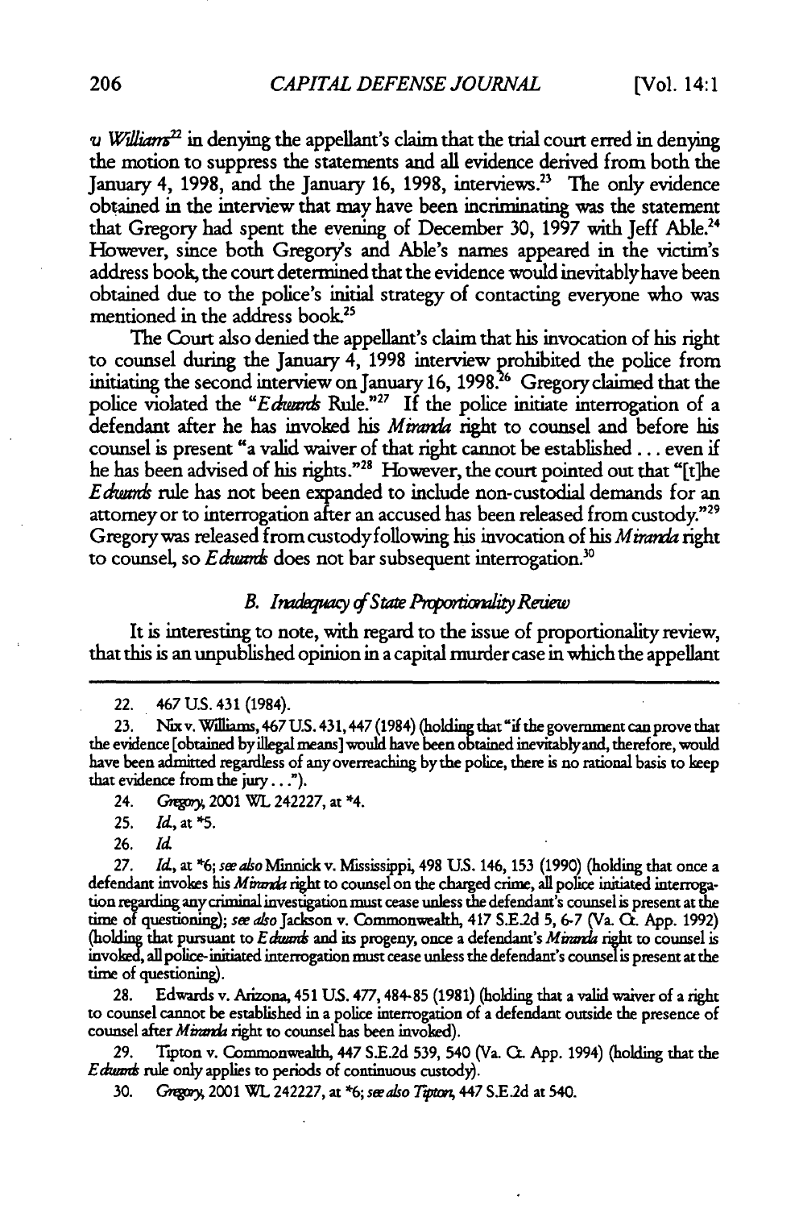*v. Williams*[22] in denying the appellant's claim that the trial court erred in denying the motion to suppress the statements and all evidence derived from both the January 4, 1998, and the January 16, 1998, interviews.[23] The only evidence obtained in the interview that may have been incriminating was the statement that Gregory had spent the evening of December 30, 1997 with Jeff Able.[24] However, since both Gregory's and Able's names appeared in the victim's address book, the court determined that the evidence would inevitably have been obtained due to the police's initial strategy of contacting everyone who was mentioned in the address book.[25]

The Court also denied the appellant's claim that his invocation of his right to counsel during the January 4, 1998 interview prohibited the police from initiating the second interview on January 16, 1998.[26] Gregory claimed that the police violated the "*Edwards* Rule."[27] If the police initiate interrogation of a defendant after he has invoked his *Miranda* right to counsel and before his counsel is present "a valid waiver of that right cannot be established . . . even if he has been advised of his rights."[28] However, the court pointed out that "[t]he *Edwards* rule has not been expanded to include non-custodial demands for an attorney or to interrogation after an accused has been released from custody."[29] Gregory was released from custody following his invocation of his *Miranda* right to counsel, so *Edwards* does not bar subsequent interrogation.[30]

### *B. Inadequacy of State Proportionality Review*

It is interesting to note, with regard to the issue of proportionality review, that this is an unpublished opinion in a capital murder case in which the appellant

---

22. 467 U.S. 431 (1984).

23. Nix v. Williams, 467 U.S. 431, 447 (1984) (holding that "if the government can prove that the evidence [obtained by illegal means] would have been obtained inevitably and, therefore, would have been admitted regardless of any overreaching by the police, there is no rational basis to keep that evidence from the jury . . .").

24. *Gregory*, 2001 WL 242227, at *4.

25. *Id.*, at *5.

26. *Id.*

27. *Id.*, at *6; *see also* Minnick v. Mississippi, 498 U.S. 146, 153 (1990) (holding that once a defendant invokes his *Miranda* right to counsel on the charged crime, all police initiated interrogation regarding any criminal investigation must cease unless the defendant's counsel is present at the time of questioning); *see also* Jackson v. Commonwealth, 417 S.E.2d 5, 6-7 (Va. Ct. App. 1992) (holding that pursuant to *Edwards* and its progeny, once a defendant's *Miranda* right to counsel is invoked, all police-initiated interrogation must cease unless the defendant's counsel is present at the time of questioning).

28. Edwards v. Arizona, 451 U.S. 477, 484-85 (1981) (holding that a valid waiver of a right to counsel cannot be established in a police interrogation of a defendant outside the presence of counsel after *Miranda* right to counsel has been invoked).

29. Tipton v. Commonwealth, 447 S.E.2d 539, 540 (Va. Ct. App. 1994) (holding that the *Edwards* rule only applies to periods of continuous custody).

30. *Gregory*, 2001 WL 242227, at *6; *see also Tipton*, 447 S.E.2d at 540.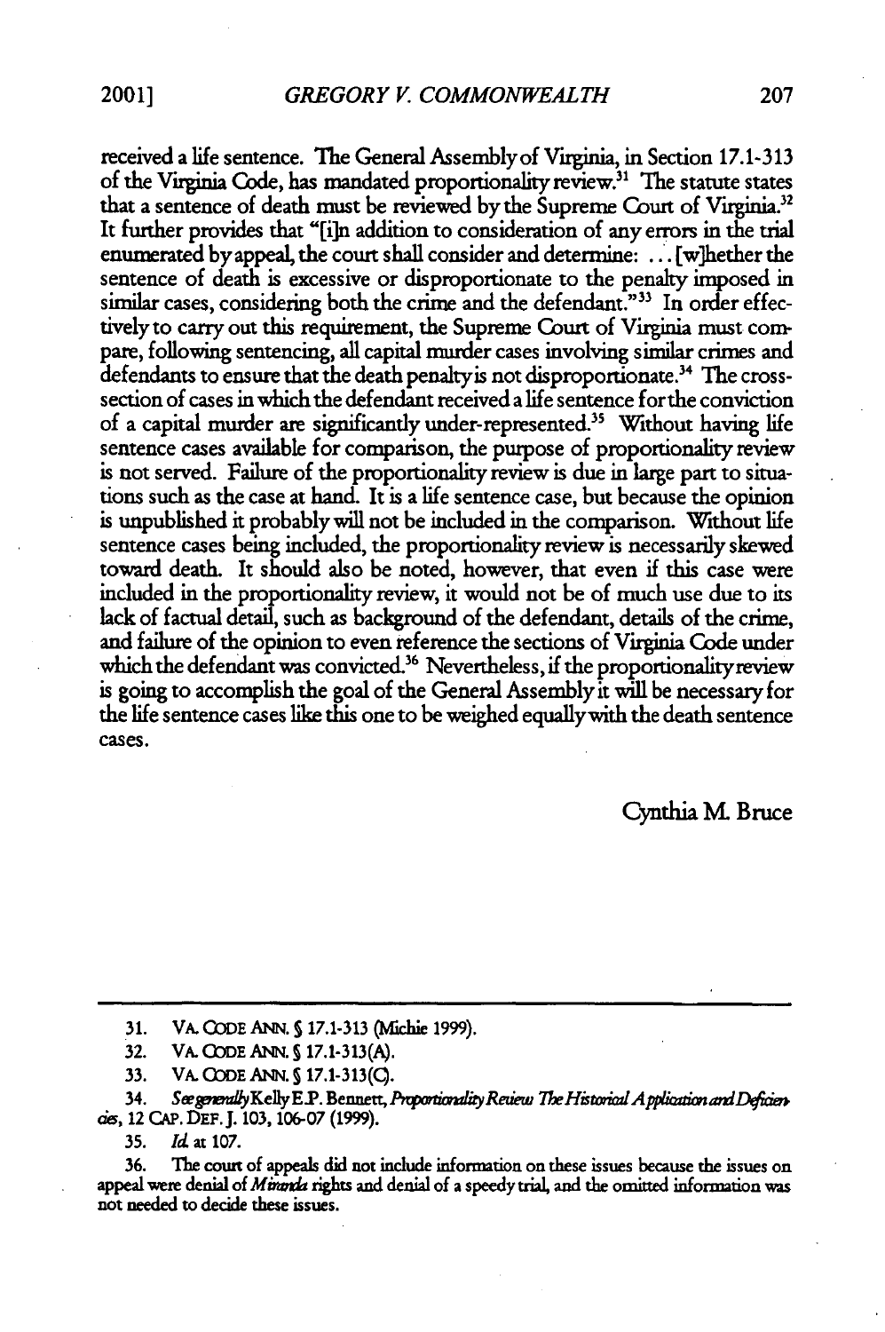received a life sentence. The General Assembly of Virginia, in Section 17.1-313 of the Virginia Code, has mandated proportionality review.[31] The statute states that a sentence of death must be reviewed by the Supreme Court of Virginia.[32] It further provides that "[i]n addition to consideration of any errors in the trial enumerated by appeal, the court shall consider and determine: . . . [w]hether the sentence of death is excessive or disproportionate to the penalty imposed in similar cases, considering both the crime and the defendant."[33] In order effectively to carry out this requirement, the Supreme Court of Virginia must compare, following sentencing, all capital murder cases involving similar crimes and defendants to ensure that the death penalty is not disproportionate.[34] The cross-section of cases in which the defendant received a life sentence for the conviction of a capital murder are significantly under-represented.[35] Without having life sentence cases available for comparison, the purpose of proportionality review is not served. Failure of the proportionality review is due in large part to situations such as the case at hand. It is a life sentence case, but because the opinion is unpublished it probably will not be included in the comparison. Without life sentence cases being included, the proportionality review is necessarily skewed toward death. It should also be noted, however, that even if this case were included in the proportionality review, it would not be of much use due to its lack of factual detail, such as background of the defendant, details of the crime, and failure of the opinion to even reference the sections of Virginia Code under which the defendant was convicted.[36] Nevertheless, if the proportionality review is going to accomplish the goal of the General Assembly it will be necessary for the life sentence cases like this one to be weighed equally with the death sentence cases.

Cynthia M. Bruce

---

31. VA. CODE ANN. § 17.1-313 (Michie 1999).

32. VA. CODE ANN. § 17.1-313(A).

33. VA. CODE ANN. § 17.1-313(C).

34. *See generally* Kelly E.P. Bennett, *Proportionality Review The Historical Application and Deficiencies*, 12 CAP. DEF. J. 103, 106-07 (1999).

35. *Id.* at 107.

36. The court of appeals did not include information on these issues because the issues on appeal were denial of *Miranda* rights and denial of a speedy trial, and the omitted information was not needed to decide these issues.